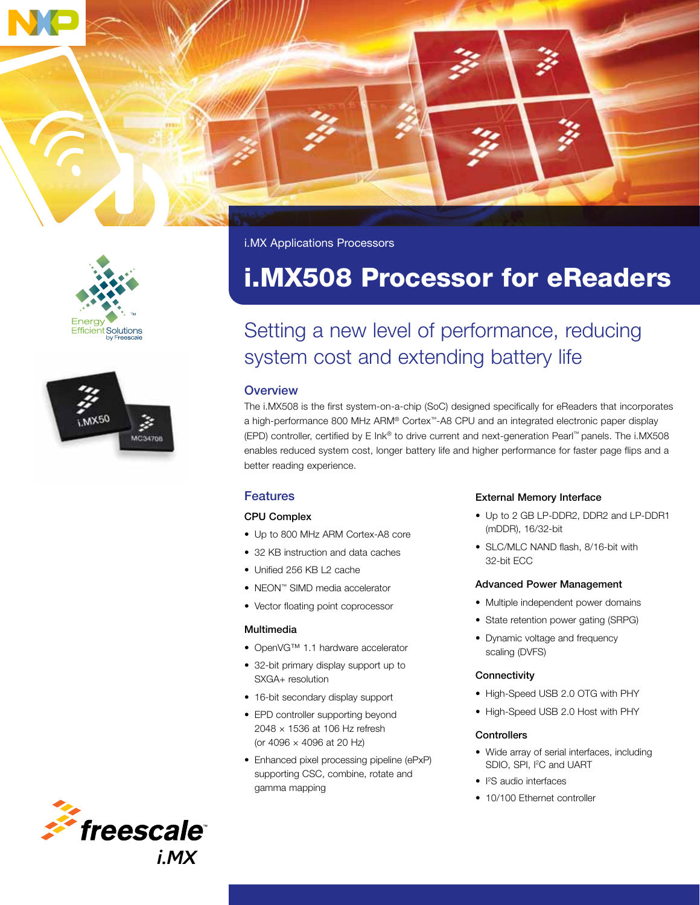i.MX Applications Processors

# i.MX508 Processor for eReaders

## Setting a new level of performance, reducing system cost and extending battery life

### Overview

The i.MX508 is the first system-on-a-chip (SoC) designed specifically for eReaders that incorporates a high-performance 800 MHz ARM® Cortex™-A8 CPU and an integrated electronic paper display (EPD) controller, certified by E Ink® to drive current and next-generation Pearl™ panels. The i.MX508 enables reduced system cost, longer battery life and higher performance for faster page flips and a better reading experience.

### Features

#### CPU Complex

- Up to 800 MHz ARM Cortex-A8 core
- 32 KB instruction and data caches
- Unified 256 KB L2 cache
- NEON™ SIMD media accelerator
- Vector floating point coprocessor

#### Multimedia

- OpenVG™ 1.1 hardware accelerator
- 32-bit primary display support up to SXGA+ resolution
- 16-bit secondary display support
- EPD controller supporting beyond 2048 × 1536 at 106 Hz refresh (or 4096 × 4096 at 20 Hz)
- Enhanced pixel processing pipeline (ePxP) supporting CSC, combine, rotate and gamma mapping

#### External Memory Interface

- Up to 2 GB LP-DDR2, DDR2 and LP-DDR1 (mDDR), 16/32-bit
- SLC/MLC NAND flash, 8/16-bit with 32-bit ECC

#### Advanced Power Management

- Multiple independent power domains
- State retention power gating (SRPG)
- Dynamic voltage and frequency scaling (DVFS)

#### Connectivity

- High-Speed USB 2.0 OTG with PHY
- High-Speed USB 2.0 Host with PHY

#### Controllers

- Wide array of serial interfaces, including SDIO, SPI, I²C and UART
- I²S audio interfaces
- 10/100 Ethernet controller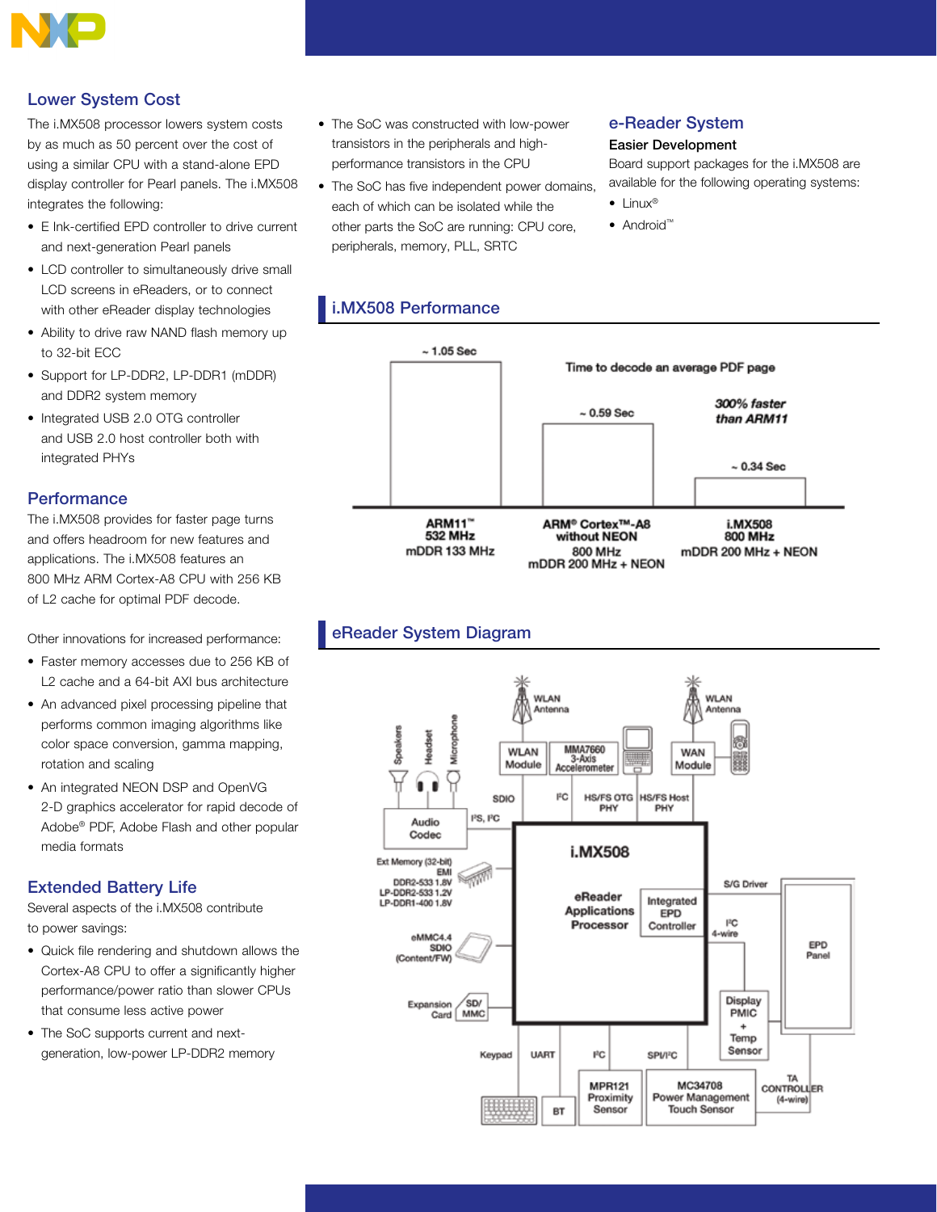## Lower System Cost

The i.MX508 processor lowers system costs by as much as 50 percent over the cost of using a similar CPU with a stand-alone EPD display controller for Pearl panels. The i.MX508 integrates the following:

- E Ink-certified EPD controller to drive current and next-generation Pearl panels
- LCD controller to simultaneously drive small LCD screens in eReaders, or to connect with other eReader display technologies
- Ability to drive raw NAND flash memory up to 32-bit ECC
- Support for LP-DDR2, LP-DDR1 (mDDR) and DDR2 system memory
- Integrated USB 2.0 OTG controller and USB 2.0 host controller both with integrated PHYs

## Performance

The i.MX508 provides for faster page turns and offers headroom for new features and applications. The i.MX508 features an 800 MHz ARM Cortex-A8 CPU with 256 KB of L2 cache for optimal PDF decode.

Other innovations for increased performance:

- Faster memory accesses due to 256 KB of L2 cache and a 64-bit AXI bus architecture
- An advanced pixel processing pipeline that performs common imaging algorithms like color space conversion, gamma mapping, rotation and scaling
- An integrated NEON DSP and OpenVG 2-D graphics accelerator for rapid decode of Adobe® PDF, Adobe Flash and other popular media formats

## Extended Battery Life

Several aspects of the i.MX508 contribute to power savings:

- Quick file rendering and shutdown allows the Cortex-A8 CPU to offer a significantly higher performance/power ratio than slower CPUs that consume less active power
- The SoC supports current and next-generation, low-power LP-DDR2 memory
- The SoC was constructed with low-power transistors in the peripherals and high-performance transistors in the CPU
- The SoC has five independent power domains, each of which can be isolated while the other parts the SoC are running: CPU core, peripherals, memory, PLL, SRTC

## e-Reader System

### Easier Development

Board support packages for the i.MX508 are available for the following operating systems:

- Linux®
- Android™

## i.MX508 Performance

Time to decode an average PDF page

| Processor | Time |
|---|---|
| ARM11™ 532 MHz mDDR 133 MHz | ~ 1.05 Sec |
| ARM® Cortex™-A8 without NEON 800 MHz mDDR 200 MHz + NEON | ~ 0.59 Sec |
| i.MX508 800 MHz mDDR 200 MHz + NEON | ~ 0.34 Sec |

*300% faster than ARM11*

## eReader System Diagram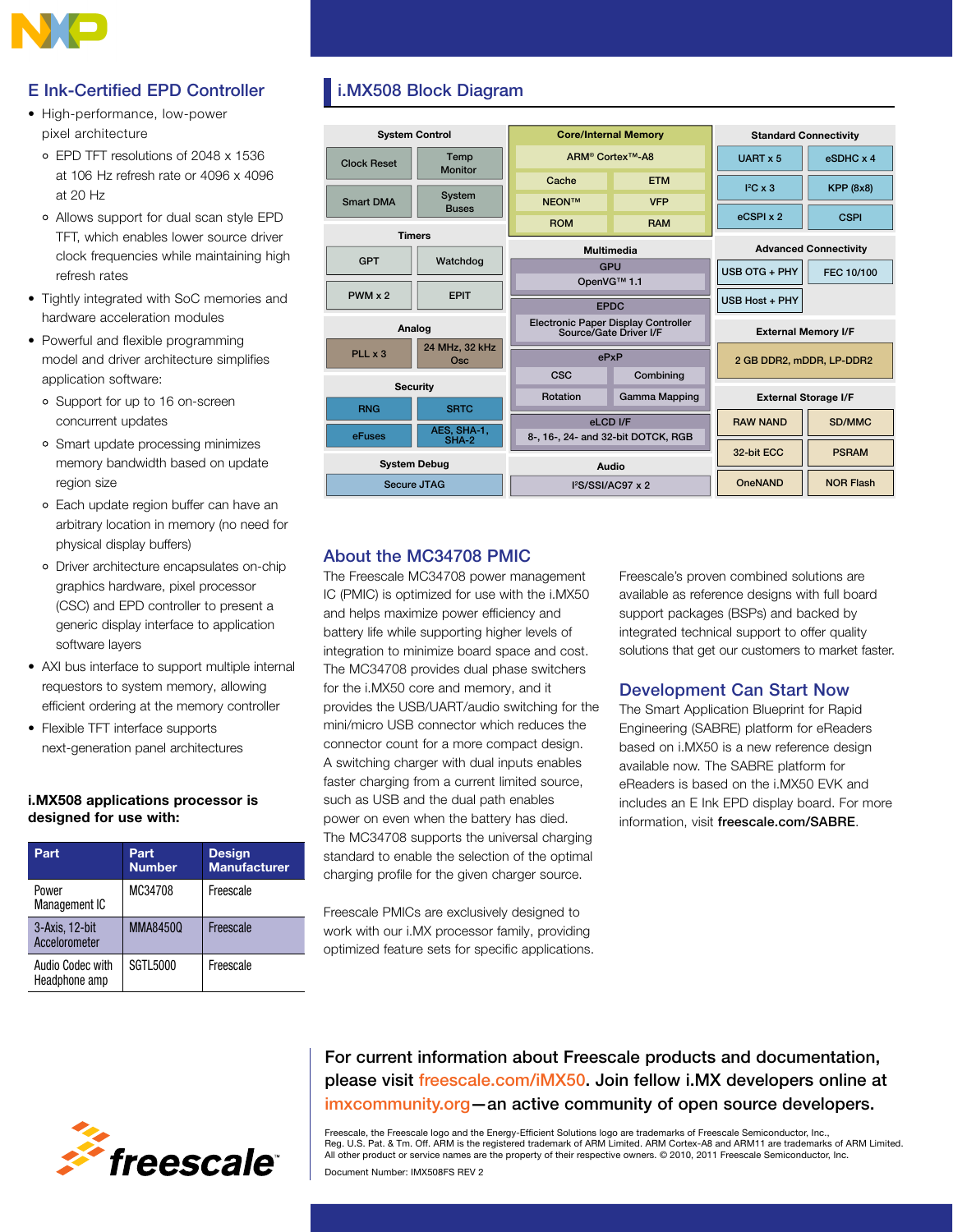## E Ink-Certified EPD Controller

- High-performance, low-power pixel architecture
  - EPD TFT resolutions of 2048 x 1536 at 106 Hz refresh rate or 4096 x 4096 at 20 Hz
  - Allows support for dual scan style EPD TFT, which enables lower source driver clock frequencies while maintaining high refresh rates
- Tightly integrated with SoC memories and hardware acceleration modules
- Powerful and flexible programming model and driver architecture simplifies application software:
  - Support for up to 16 on-screen concurrent updates
  - Smart update processing minimizes memory bandwidth based on update region size
  - Each update region buffer can have an arbitrary location in memory (no need for physical display buffers)
  - Driver architecture encapsulates on-chip graphics hardware, pixel processor (CSC) and EPD controller to present a generic display interface to application software layers
- AXI bus interface to support multiple internal requestors to system memory, allowing efficient ordering at the memory controller
- Flexible TFT interface supports next-generation panel architectures

**i.MX508 applications processor is designed for use with:**

| Part | Part Number | Design Manufacturer |
|---|---|---|
| Power Management IC | MC34708 | Freescale |
| 3-Axis, 12-bit Accelerometer | MMA8450Q | Freescale |
| Audio Codec with Headphone amp | SGTL5000 | Freescale |

## i.MX508 Block Diagram

System Control
Clock Reset
Temp Monitor
Smart DMA
System Buses
Timers
GPT
Watchdog
PWM x 2
EPIT
Analog
PLL x 3
24 MHz, 32 kHz Osc
Security
RNG
SRTC
eFuses
AES, SHA-1, SHA-2
System Debug
Secure JTAG

Core/Internal Memory
ARM® Cortex™-A8
Cache
ETM
NEON™
VFP
ROM
RAM
Multimedia
GPU
OpenVG™ 1.1
EPDC
Electronic Paper Display Controller Source/Gate Driver I/F
ePxP
CSC
Combining
Rotation
Gamma Mapping
eLCD I/F
8-, 16-, 24- and 32-bit DOTCK, RGB
Audio
I²S/SSI/AC97 x 2

Standard Connectivity
UART x 5
eSDHC x 4
I²C x 3
KPP (8x8)
eCSPI x 2
CSPI
Advanced Connectivity
USB OTG + PHY
FEC 10/100
USB Host + PHY
External Memory I/F
2 GB DDR2, mDDR, LP-DDR2
External Storage I/F
RAW NAND
SD/MMC
32-bit ECC
PSRAM
OneNAND
NOR Flash

## About the MC34708 PMIC

The Freescale MC34708 power management IC (PMIC) is optimized for use with the i.MX50 and helps maximize power efficiency and battery life while supporting higher levels of integration to minimize board space and cost. The MC34708 provides dual phase switchers for the i.MX50 core and memory, and it provides the USB/UART/audio switching for the mini/micro USB connector which reduces the connector count for a more compact design. A switching charger with dual inputs enables faster charging from a current limited source, such as USB and the dual path enables power on even when the battery has died. The MC34708 supports the universal charging standard to enable the selection of the optimal charging profile for the given charger source.

Freescale PMICs are exclusively designed to work with our i.MX processor family, providing optimized feature sets for specific applications.

Freescale's proven combined solutions are available as reference designs with full board support packages (BSPs) and backed by integrated technical support to offer quality solutions that get our customers to market faster.

## Development Can Start Now

The Smart Application Blueprint for Rapid Engineering (SABRE) platform for eReaders based on i.MX50 is a new reference design available now. The SABRE platform for eReaders is based on the i.MX50 EVK and includes an E Ink EPD display board. For more information, visit **freescale.com/SABRE**.

**For current information about Freescale products and documentation, please visit freescale.com/iMX50. Join fellow i.MX developers online at imxcommunity.org—an active community of open source developers.**

Freescale, the Freescale logo and the Energy-Efficient Solutions logo are trademarks of Freescale Semiconductor, Inc., Reg. U.S. Pat. & Tm. Off. ARM is the registered trademark of ARM Limited. ARM Cortex-A8 and ARM11 are trademarks of ARM Limited. All other product or service names are the property of their respective owners. © 2010, 2011 Freescale Semiconductor, Inc.

Document Number: IMX508FS REV 2